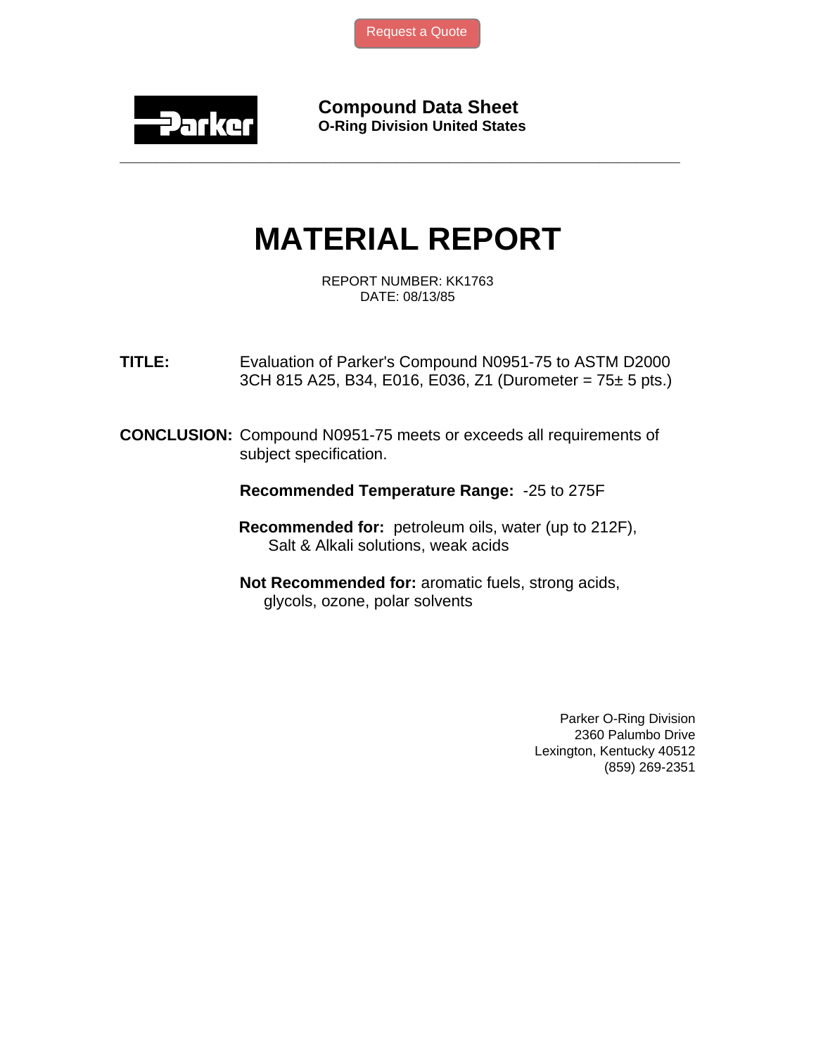Request a Quote

**Compound Data Sheet**
**O-Ring Division United States**

# MATERIAL REPORT

REPORT NUMBER: KK1763
DATE: 08/13/85

**TITLE:** Evaluation of Parker's Compound N0951-75 to ASTM D2000 3CH 815 A25, B34, E016, E036, Z1 (Durometer = 75± 5 pts.)

**CONCLUSION:** Compound N0951-75 meets or exceeds all requirements of subject specification.

**Recommended Temperature Range:** -25 to 275F

**Recommended for:** petroleum oils, water (up to 212F), Salt & Alkali solutions, weak acids

**Not Recommended for:** aromatic fuels, strong acids, glycols, ozone, polar solvents

Parker O-Ring Division
2360 Palumbo Drive
Lexington, Kentucky 40512
(859) 269-2351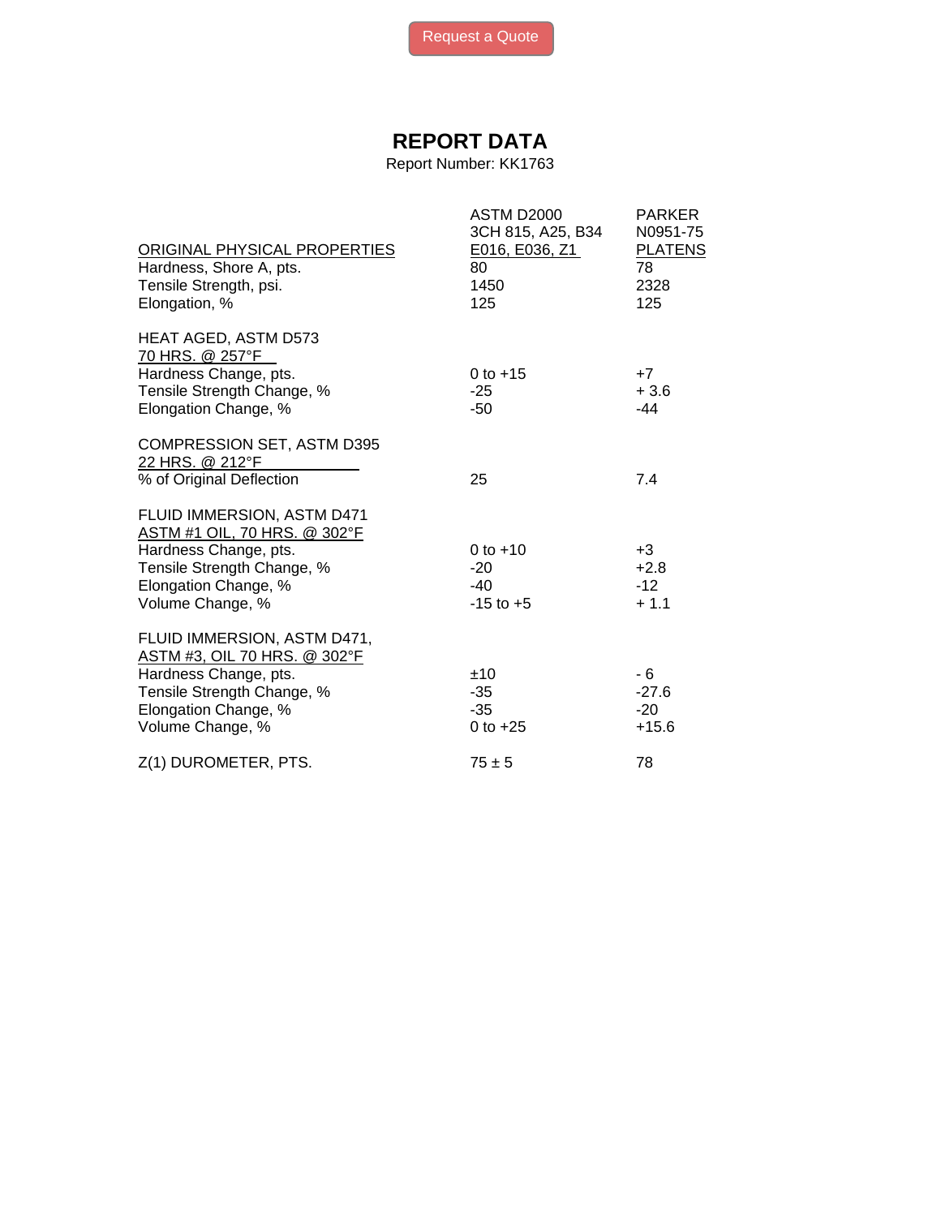Request a Quote

# REPORT DATA

Report Number: KK1763

| | ASTM D2000 3CH 815, A25, B34 E016, E036, Z1 | PARKER N0951-75 PLATENS |
|---|---|---|
| **ORIGINAL PHYSICAL PROPERTIES** | | |
| Hardness, Shore A, pts. | 80 | 78 |
| Tensile Strength, psi. | 1450 | 2328 |
| Elongation, % | 125 | 125 |
| **HEAT AGED, ASTM D573 70 HRS. @ 257°F** | | |
| Hardness Change, pts. | 0 to +15 | +7 |
| Tensile Strength Change, % | -25 | + 3.6 |
| Elongation Change, % | -50 | -44 |
| **COMPRESSION SET, ASTM D395 22 HRS. @ 212°F** | | |
| % of Original Deflection | 25 | 7.4 |
| **FLUID IMMERSION, ASTM D471 ASTM #1 OIL, 70 HRS. @ 302°F** | | |
| Hardness Change, pts. | 0 to +10 | +3 |
| Tensile Strength Change, % | -20 | +2.8 |
| Elongation Change, % | -40 | -12 |
| Volume Change, % | -15 to +5 | + 1.1 |
| **FLUID IMMERSION, ASTM D471, ASTM #3, OIL 70 HRS. @ 302°F** | | |
| Hardness Change, pts. | ±10 | - 6 |
| Tensile Strength Change, % | -35 | -27.6 |
| Elongation Change, % | -35 | -20 |
| Volume Change, % | 0 to +25 | +15.6 |
| Z(1) DUROMETER, PTS. | 75 ± 5 | 78 |